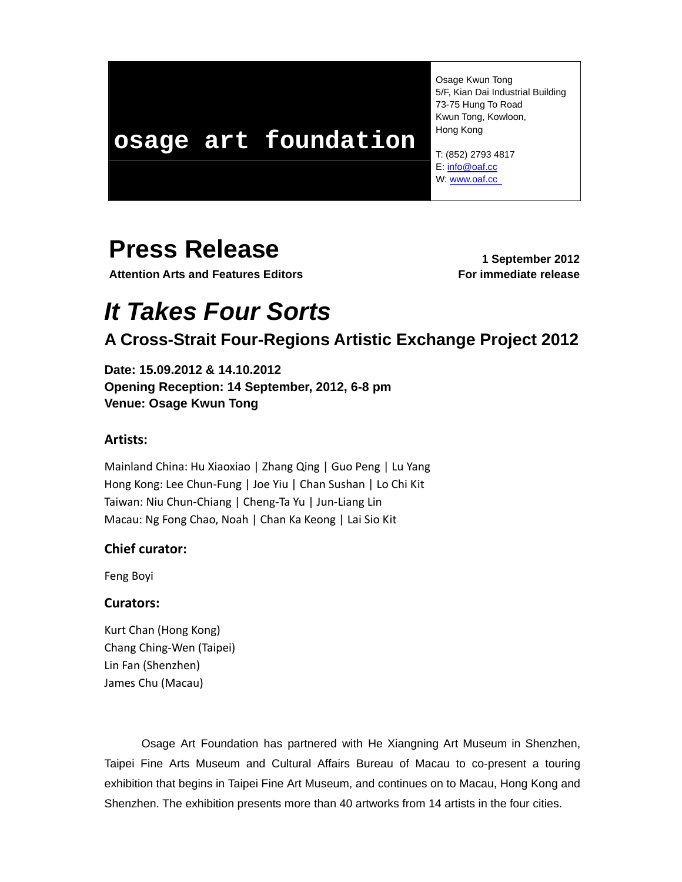**osage art foundation**

Osage Kwun Tong
5/F, Kian Dai Industrial Building
73-75 Hung To Road
Kwun Tong, Kowloon,
Hong Kong

T: (852) 2793 4817
E: info@oaf.cc
W: www.oaf.cc

# Press Release

**Attention Arts and Features Editors**

**1 September 2012**
**For immediate release**

# *It Takes Four Sorts*

## A Cross-Strait Four-Regions Artistic Exchange Project 2012

**Date: 15.09.2012 & 14.10.2012**
**Opening Reception: 14 September, 2012, 6-8 pm**
**Venue: Osage Kwun Tong**

### Artists:

Mainland China: Hu Xiaoxiao | Zhang Qing | Guo Peng | Lu Yang
Hong Kong: Lee Chun-Fung | Joe Yiu | Chan Sushan | Lo Chi Kit
Taiwan: Niu Chun-Chiang | Cheng-Ta Yu | Jun-Liang Lin
Macau: Ng Fong Chao, Noah | Chan Ka Keong | Lai Sio Kit

### Chief curator:

Feng Boyi

### Curators:

Kurt Chan (Hong Kong)
Chang Ching-Wen (Taipei)
Lin Fan (Shenzhen)
James Chu (Macau)

Osage Art Foundation has partnered with He Xiangning Art Museum in Shenzhen, Taipei Fine Arts Museum and Cultural Affairs Bureau of Macau to co-present a touring exhibition that begins in Taipei Fine Art Museum, and continues on to Macau, Hong Kong and Shenzhen. The exhibition presents more than 40 artworks from 14 artists in the four cities.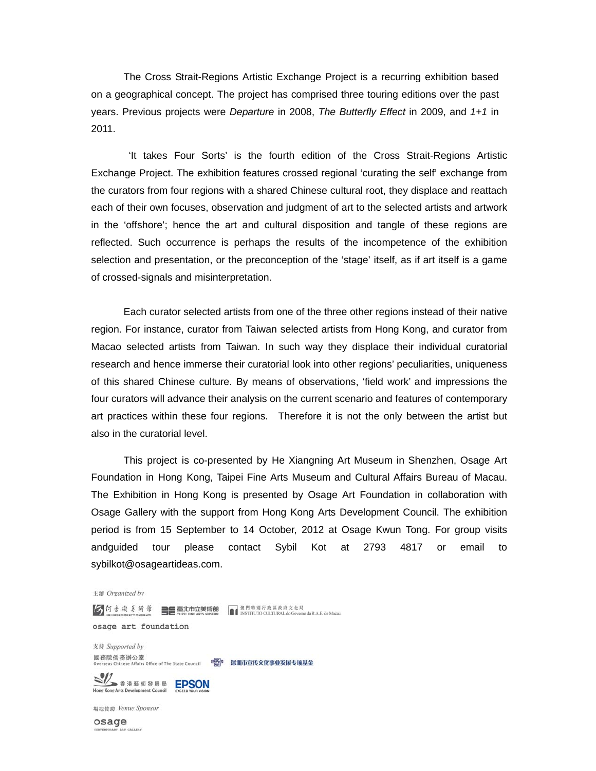The Cross Strait-Regions Artistic Exchange Project is a recurring exhibition based on a geographical concept. The project has comprised three touring editions over the past years. Previous projects were *Departure* in 2008, *The Butterfly Effect* in 2009, and *1+1* in 2011.

'It takes Four Sorts' is the fourth edition of the Cross Strait-Regions Artistic Exchange Project. The exhibition features crossed regional 'curating the self' exchange from the curators from four regions with a shared Chinese cultural root, they displace and reattach each of their own focuses, observation and judgment of art to the selected artists and artwork in the 'offshore'; hence the art and cultural disposition and tangle of these regions are reflected. Such occurrence is perhaps the results of the incompetence of the exhibition selection and presentation, or the preconception of the 'stage' itself, as if art itself is a game of crossed-signals and misinterpretation.

Each curator selected artists from one of the three other regions instead of their native region. For instance, curator from Taiwan selected artists from Hong Kong, and curator from Macao selected artists from Taiwan. In such way they displace their individual curatorial research and hence immerse their curatorial look into other regions' peculiarities, uniqueness of this shared Chinese culture. By means of observations, 'field work' and impressions the four curators will advance their analysis on the current scenario and features of contemporary art practices within these four regions. Therefore it is not the only between the artist but also in the curatorial level.

This project is co-presented by He Xiangning Art Museum in Shenzhen, Osage Art Foundation in Hong Kong, Taipei Fine Arts Museum and Cultural Affairs Bureau of Macau. The Exhibition in Hong Kong is presented by Osage Art Foundation in collaboration with Osage Gallery with the support from Hong Kong Arts Development Council. The exhibition period is from 15 September to 14 October, 2012 at Osage Kwun Tong. For group visits andguided tour please contact Sybil Kot at 2793 4817 or email to sybilkot@osageartideas.com.

主辦 *Organized by*

何香凝美術館 臺北市立美術館 TAIPEI FINE ARTS MUSEUM 澳門特別行政區政府文化局 INSTITUTO CULTURAL do Governo da R.A.E. de Macau

osage art foundation

支持 *Supported by*

國務院僑務辦公室 Overseas Chinese Affairs Office of The State Council 深圳市宣传文化事业发展专项基金

香港藝術發展局 Hong Kong Arts Development Council EPSON EXCEED YOUR VISION

場地贊助 *Venue Sponsor*

osage CONTEMPORARY ART GALLERY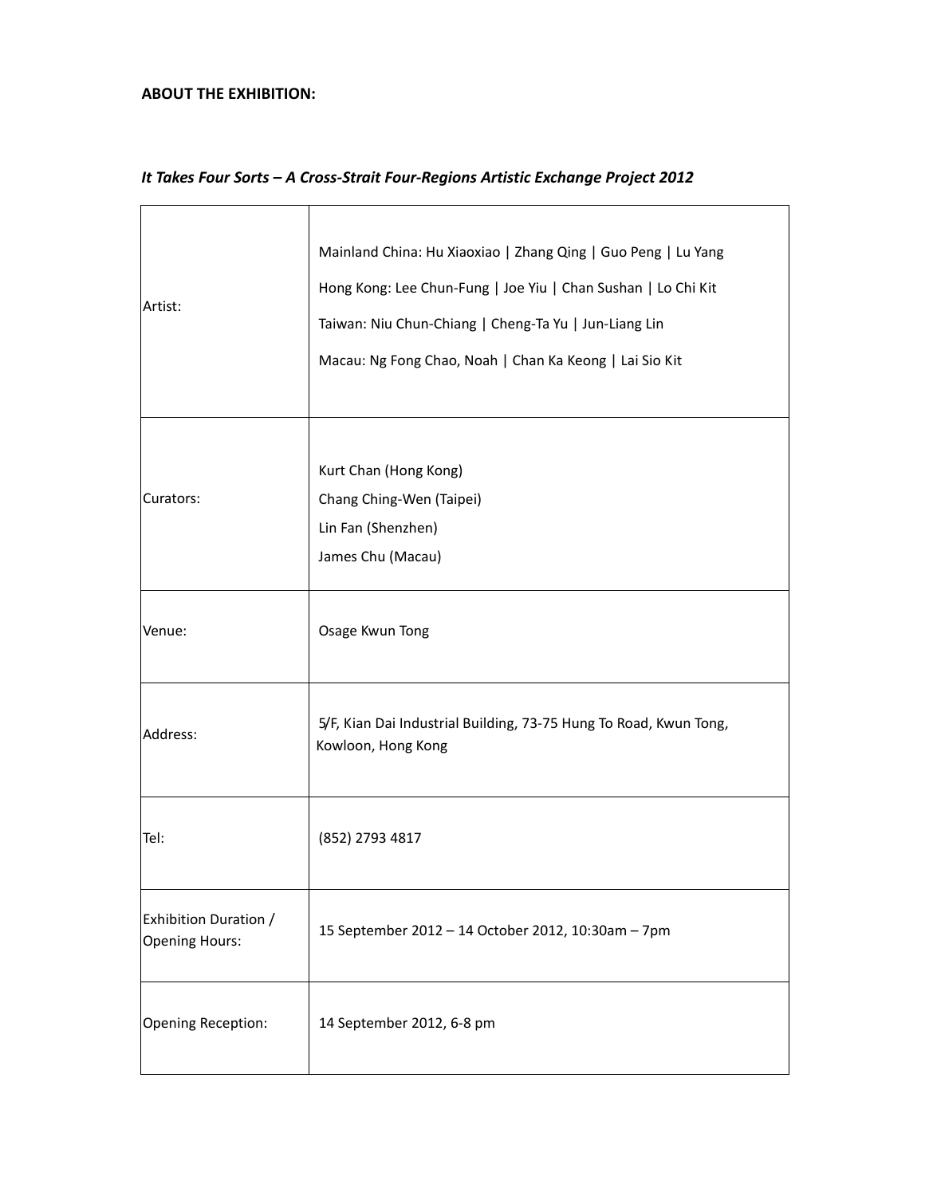**ABOUT THE EXHIBITION:**

***It Takes Four Sorts – A Cross-Strait Four-Regions Artistic Exchange Project 2012***

| | |
|---|---|
| Artist: | Mainland China: Hu Xiaoxiao \| Zhang Qing \| Guo Peng \| Lu Yang<br>Hong Kong: Lee Chun-Fung \| Joe Yiu \| Chan Sushan \| Lo Chi Kit<br>Taiwan: Niu Chun-Chiang \| Cheng-Ta Yu \| Jun-Liang Lin<br>Macau: Ng Fong Chao, Noah \| Chan Ka Keong \| Lai Sio Kit |
| Curators: | Kurt Chan (Hong Kong)<br>Chang Ching-Wen (Taipei)<br>Lin Fan (Shenzhen)<br>James Chu (Macau) |
| Venue: | Osage Kwun Tong |
| Address: | 5/F, Kian Dai Industrial Building, 73-75 Hung To Road, Kwun Tong, Kowloon, Hong Kong |
| Tel: | (852) 2793 4817 |
| Exhibition Duration / Opening Hours: | 15 September 2012 – 14 October 2012, 10:30am – 7pm |
| Opening Reception: | 14 September 2012, 6-8 pm |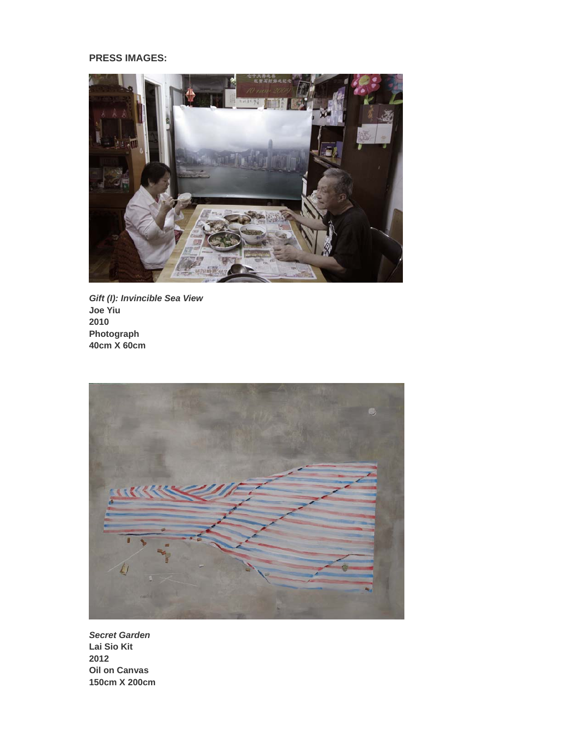**PRESS IMAGES:**

***Gift (I): Invincible Sea View***
**Joe Yiu**
**2010**
**Photograph**
**40cm X 60cm**

***Secret Garden***
**Lai Sio Kit**
**2012**
**Oil on Canvas**
**150cm X 200cm**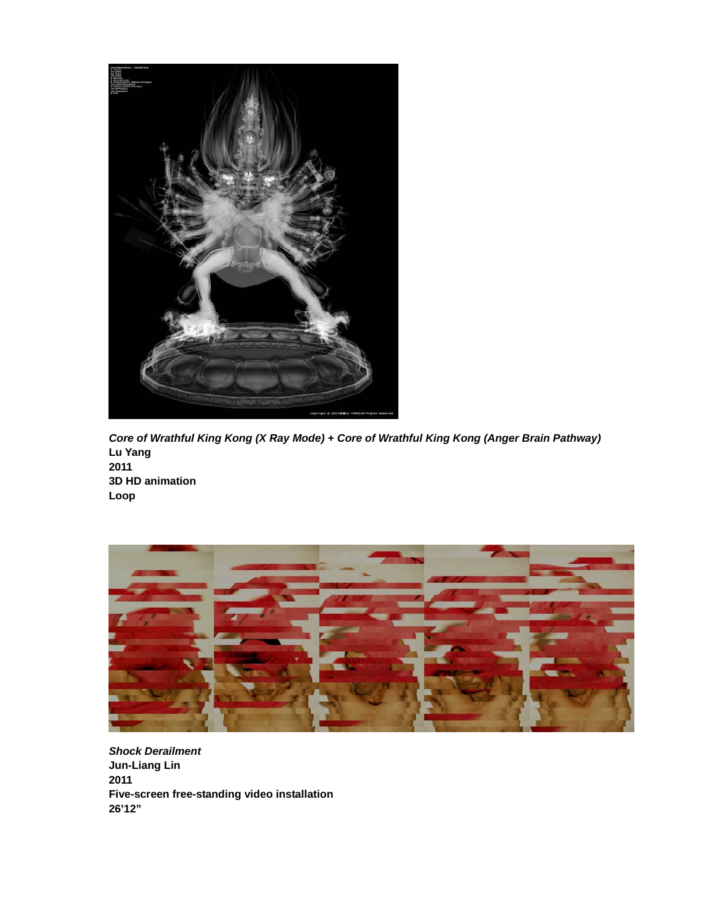***Core of Wrathful King Kong (X Ray Mode) + Core of Wrathful King Kong (Anger Brain Pathway)***
**Lu Yang**
**2011**
**3D HD animation**
**Loop**

***Shock Derailment***
**Jun-Liang Lin**
**2011**
**Five-screen free-standing video installation**
**26'12"**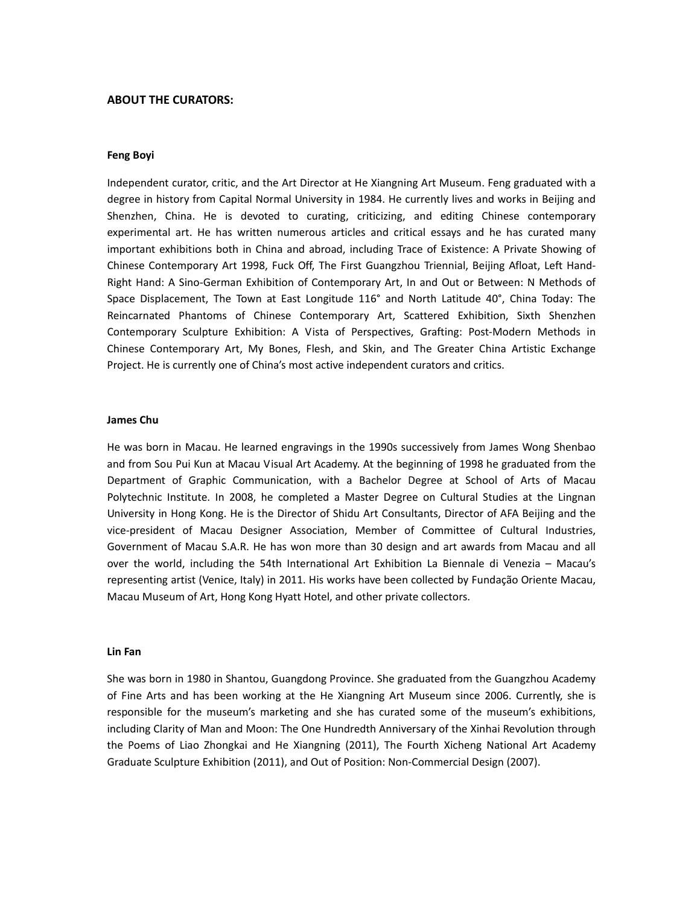## ABOUT THE CURATORS:

### Feng Boyi

Independent curator, critic, and the Art Director at He Xiangning Art Museum. Feng graduated with a degree in history from Capital Normal University in 1984. He currently lives and works in Beijing and Shenzhen, China. He is devoted to curating, criticizing, and editing Chinese contemporary experimental art. He has written numerous articles and critical essays and he has curated many important exhibitions both in China and abroad, including Trace of Existence: A Private Showing of Chinese Contemporary Art 1998, Fuck Off, The First Guangzhou Triennial, Beijing Afloat, Left Hand-Right Hand: A Sino-German Exhibition of Contemporary Art, In and Out or Between: N Methods of Space Displacement, The Town at East Longitude 116° and North Latitude 40°, China Today: The Reincarnated Phantoms of Chinese Contemporary Art, Scattered Exhibition, Sixth Shenzhen Contemporary Sculpture Exhibition: A Vista of Perspectives, Grafting: Post-Modern Methods in Chinese Contemporary Art, My Bones, Flesh, and Skin, and The Greater China Artistic Exchange Project. He is currently one of China's most active independent curators and critics.

### James Chu

He was born in Macau. He learned engravings in the 1990s successively from James Wong Shenbao and from Sou Pui Kun at Macau Visual Art Academy. At the beginning of 1998 he graduated from the Department of Graphic Communication, with a Bachelor Degree at School of Arts of Macau Polytechnic Institute. In 2008, he completed a Master Degree on Cultural Studies at the Lingnan University in Hong Kong. He is the Director of Shidu Art Consultants, Director of AFA Beijing and the vice-president of Macau Designer Association, Member of Committee of Cultural Industries, Government of Macau S.A.R. He has won more than 30 design and art awards from Macau and all over the world, including the 54th International Art Exhibition La Biennale di Venezia – Macau's representing artist (Venice, Italy) in 2011. His works have been collected by Fundação Oriente Macau, Macau Museum of Art, Hong Kong Hyatt Hotel, and other private collectors.

### Lin Fan

She was born in 1980 in Shantou, Guangdong Province. She graduated from the Guangzhou Academy of Fine Arts and has been working at the He Xiangning Art Museum since 2006. Currently, she is responsible for the museum's marketing and she has curated some of the museum's exhibitions, including Clarity of Man and Moon: The One Hundredth Anniversary of the Xinhai Revolution through the Poems of Liao Zhongkai and He Xiangning (2011), The Fourth Xicheng National Art Academy Graduate Sculpture Exhibition (2011), and Out of Position: Non-Commercial Design (2007).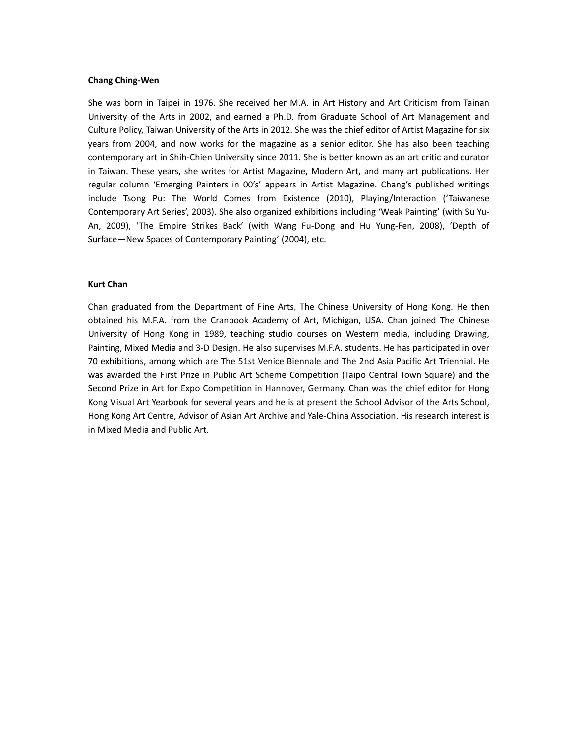**Chang Ching-Wen**

She was born in Taipei in 1976. She received her M.A. in Art History and Art Criticism from Tainan University of the Arts in 2002, and earned a Ph.D. from Graduate School of Art Management and Culture Policy, Taiwan University of the Arts in 2012. She was the chief editor of Artist Magazine for six years from 2004, and now works for the magazine as a senior editor. She has also been teaching contemporary art in Shih-Chien University since 2011. She is better known as an art critic and curator in Taiwan. These years, she writes for Artist Magazine, Modern Art, and many art publications. Her regular column 'Emerging Painters in 00's' appears in Artist Magazine. Chang's published writings include Tsong Pu: The World Comes from Existence (2010), Playing/Interaction ('Taiwanese Contemporary Art Series', 2003). She also organized exhibitions including 'Weak Painting' (with Su Yu-An, 2009), 'The Empire Strikes Back' (with Wang Fu-Dong and Hu Yung-Fen, 2008), 'Depth of Surface—New Spaces of Contemporary Painting' (2004), etc.

**Kurt Chan**

Chan graduated from the Department of Fine Arts, The Chinese University of Hong Kong. He then obtained his M.F.A. from the Cranbook Academy of Art, Michigan, USA. Chan joined The Chinese University of Hong Kong in 1989, teaching studio courses on Western media, including Drawing, Painting, Mixed Media and 3-D Design. He also supervises M.F.A. students. He has participated in over 70 exhibitions, among which are The 51st Venice Biennale and The 2nd Asia Pacific Art Triennial. He was awarded the First Prize in Public Art Scheme Competition (Taipo Central Town Square) and the Second Prize in Art for Expo Competition in Hannover, Germany. Chan was the chief editor for Hong Kong Visual Art Yearbook for several years and he is at present the School Advisor of the Arts School, Hong Kong Art Centre, Advisor of Asian Art Archive and Yale-China Association. His research interest is in Mixed Media and Public Art.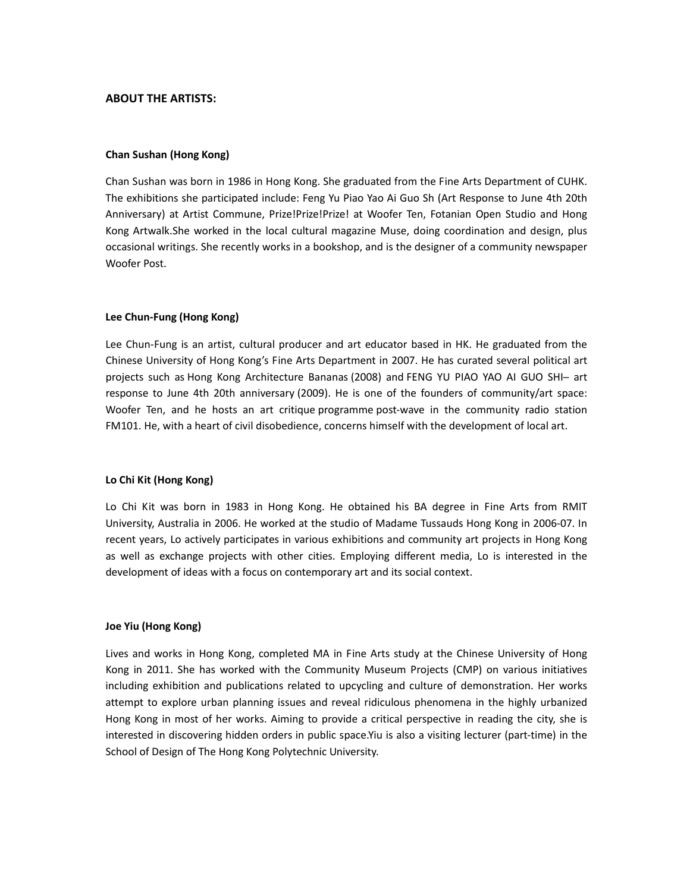## ABOUT THE ARTISTS:

### Chan Sushan (Hong Kong)

Chan Sushan was born in 1986 in Hong Kong. She graduated from the Fine Arts Department of CUHK. The exhibitions she participated include: Feng Yu Piao Yao Ai Guo Sh (Art Response to June 4th 20th Anniversary) at Artist Commune, Prize!Prize!Prize! at Woofer Ten, Fotanian Open Studio and Hong Kong Artwalk.She worked in the local cultural magazine Muse, doing coordination and design, plus occasional writings. She recently works in a bookshop, and is the designer of a community newspaper Woofer Post.

### Lee Chun-Fung (Hong Kong)

Lee Chun-Fung is an artist, cultural producer and art educator based in HK. He graduated from the Chinese University of Hong Kong's Fine Arts Department in 2007. He has curated several political art projects such as Hong Kong Architecture Bananas (2008) and FENG YU PIAO YAO AI GUO SHI– art response to June 4th 20th anniversary (2009). He is one of the founders of community/art space: Woofer Ten, and he hosts an art critique programme post-wave in the community radio station FM101. He, with a heart of civil disobedience, concerns himself with the development of local art.

### Lo Chi Kit (Hong Kong)

Lo Chi Kit was born in 1983 in Hong Kong. He obtained his BA degree in Fine Arts from RMIT University, Australia in 2006. He worked at the studio of Madame Tussauds Hong Kong in 2006-07. In recent years, Lo actively participates in various exhibitions and community art projects in Hong Kong as well as exchange projects with other cities. Employing different media, Lo is interested in the development of ideas with a focus on contemporary art and its social context.

### Joe Yiu (Hong Kong)

Lives and works in Hong Kong, completed MA in Fine Arts study at the Chinese University of Hong Kong in 2011. She has worked with the Community Museum Projects (CMP) on various initiatives including exhibition and publications related to upcycling and culture of demonstration. Her works attempt to explore urban planning issues and reveal ridiculous phenomena in the highly urbanized Hong Kong in most of her works. Aiming to provide a critical perspective in reading the city, she is interested in discovering hidden orders in public space.Yiu is also a visiting lecturer (part-time) in the School of Design of The Hong Kong Polytechnic University.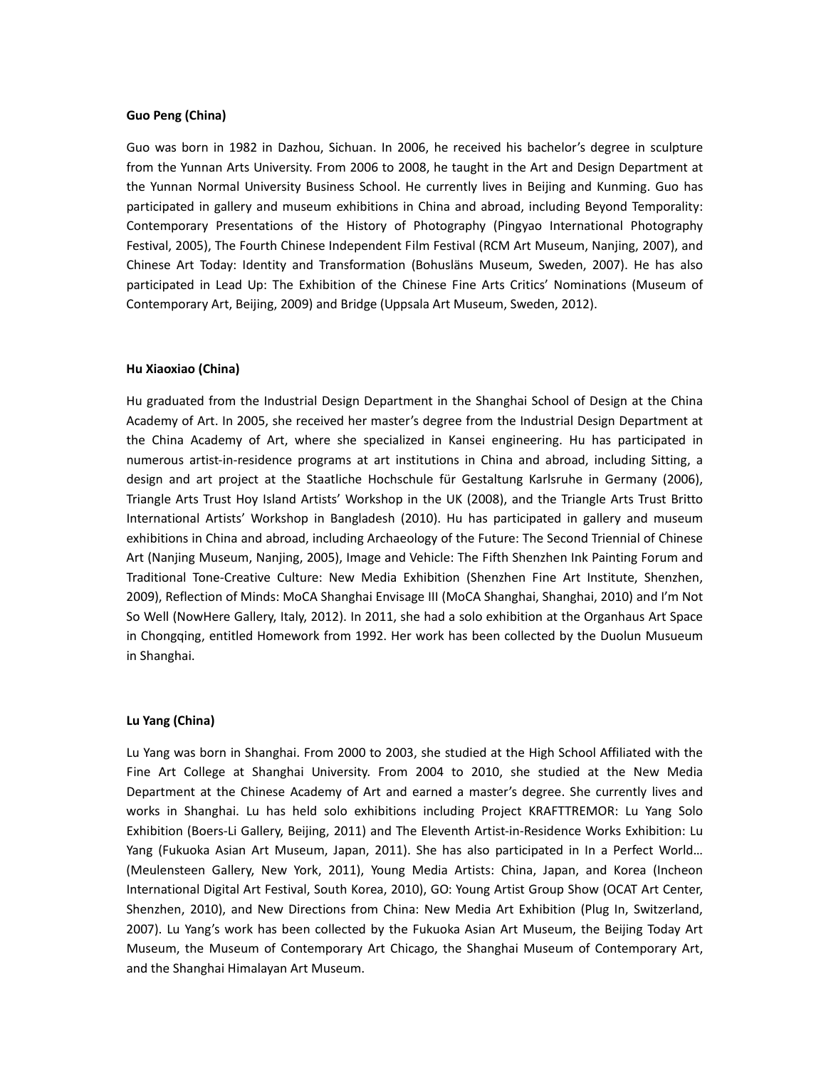**Guo Peng (China)**

Guo was born in 1982 in Dazhou, Sichuan. In 2006, he received his bachelor's degree in sculpture from the Yunnan Arts University. From 2006 to 2008, he taught in the Art and Design Department at the Yunnan Normal University Business School. He currently lives in Beijing and Kunming. Guo has participated in gallery and museum exhibitions in China and abroad, including Beyond Temporality: Contemporary Presentations of the History of Photography (Pingyao International Photography Festival, 2005), The Fourth Chinese Independent Film Festival (RCM Art Museum, Nanjing, 2007), and Chinese Art Today: Identity and Transformation (Bohusläns Museum, Sweden, 2007). He has also participated in Lead Up: The Exhibition of the Chinese Fine Arts Critics' Nominations (Museum of Contemporary Art, Beijing, 2009) and Bridge (Uppsala Art Museum, Sweden, 2012).

**Hu Xiaoxiao (China)**

Hu graduated from the Industrial Design Department in the Shanghai School of Design at the China Academy of Art. In 2005, she received her master's degree from the Industrial Design Department at the China Academy of Art, where she specialized in Kansei engineering. Hu has participated in numerous artist-in-residence programs at art institutions in China and abroad, including Sitting, a design and art project at the Staatliche Hochschule für Gestaltung Karlsruhe in Germany (2006), Triangle Arts Trust Hoy Island Artists' Workshop in the UK (2008), and the Triangle Arts Trust Britto International Artists' Workshop in Bangladesh (2010). Hu has participated in gallery and museum exhibitions in China and abroad, including Archaeology of the Future: The Second Triennial of Chinese Art (Nanjing Museum, Nanjing, 2005), Image and Vehicle: The Fifth Shenzhen Ink Painting Forum and Traditional Tone-Creative Culture: New Media Exhibition (Shenzhen Fine Art Institute, Shenzhen, 2009), Reflection of Minds: MoCA Shanghai Envisage III (MoCA Shanghai, Shanghai, 2010) and I'm Not So Well (NowHere Gallery, Italy, 2012). In 2011, she had a solo exhibition at the Organhaus Art Space in Chongqing, entitled Homework from 1992. Her work has been collected by the Duolun Musueum in Shanghai.

**Lu Yang (China)**

Lu Yang was born in Shanghai. From 2000 to 2003, she studied at the High School Affiliated with the Fine Art College at Shanghai University. From 2004 to 2010, she studied at the New Media Department at the Chinese Academy of Art and earned a master's degree. She currently lives and works in Shanghai. Lu has held solo exhibitions including Project KRAFTTREMOR: Lu Yang Solo Exhibition (Boers-Li Gallery, Beijing, 2011) and The Eleventh Artist-in-Residence Works Exhibition: Lu Yang (Fukuoka Asian Art Museum, Japan, 2011). She has also participated in In a Perfect World… (Meulensteen Gallery, New York, 2011), Young Media Artists: China, Japan, and Korea (Incheon International Digital Art Festival, South Korea, 2010), GO: Young Artist Group Show (OCAT Art Center, Shenzhen, 2010), and New Directions from China: New Media Art Exhibition (Plug In, Switzerland, 2007). Lu Yang's work has been collected by the Fukuoka Asian Art Museum, the Beijing Today Art Museum, the Museum of Contemporary Art Chicago, the Shanghai Museum of Contemporary Art, and the Shanghai Himalayan Art Museum.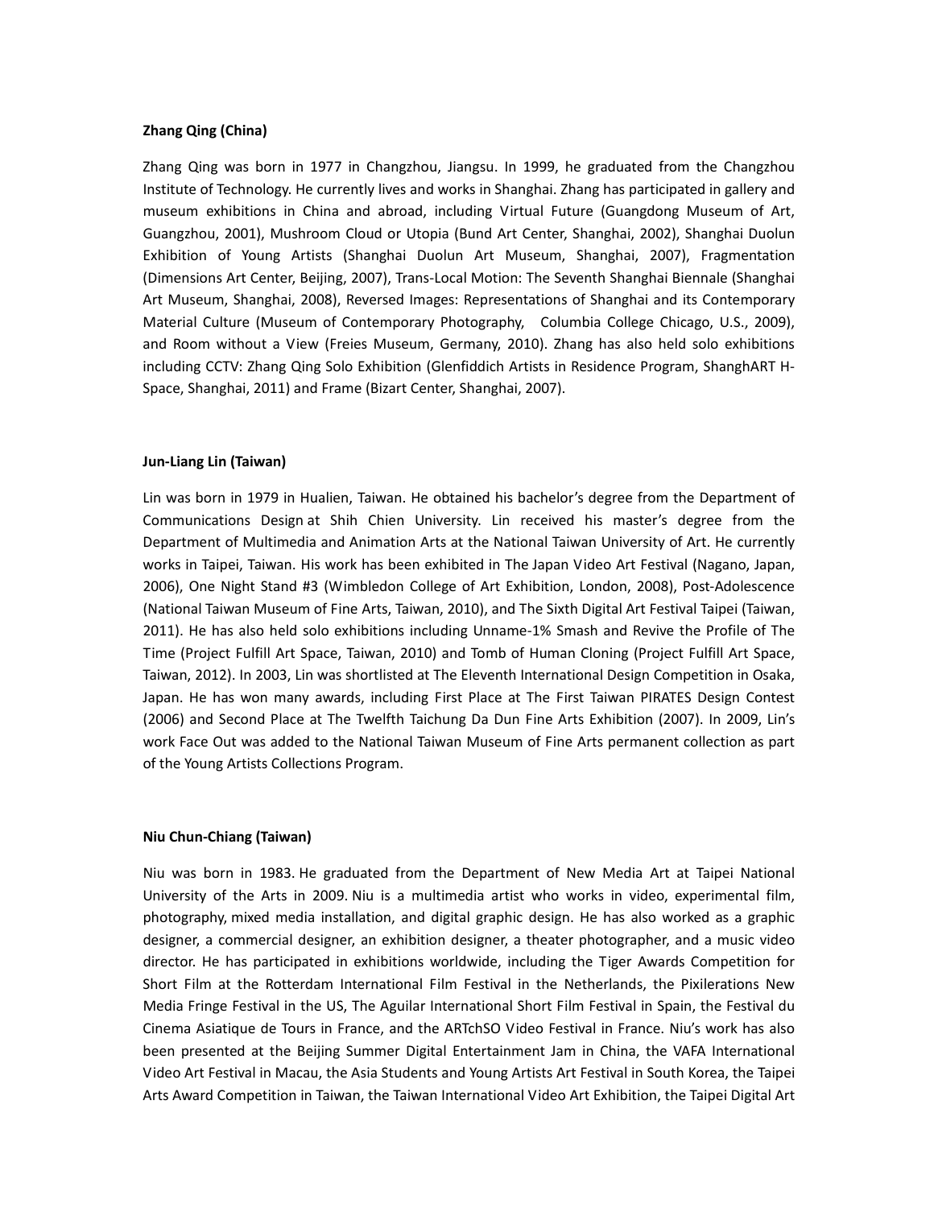**Zhang Qing (China)**

Zhang Qing was born in 1977 in Changzhou, Jiangsu. In 1999, he graduated from the Changzhou Institute of Technology. He currently lives and works in Shanghai. Zhang has participated in gallery and museum exhibitions in China and abroad, including Virtual Future (Guangdong Museum of Art, Guangzhou, 2001), Mushroom Cloud or Utopia (Bund Art Center, Shanghai, 2002), Shanghai Duolun Exhibition of Young Artists (Shanghai Duolun Art Museum, Shanghai, 2007), Fragmentation (Dimensions Art Center, Beijing, 2007), Trans-Local Motion: The Seventh Shanghai Biennale (Shanghai Art Museum, Shanghai, 2008), Reversed Images: Representations of Shanghai and its Contemporary Material Culture (Museum of Contemporary Photography, Columbia College Chicago, U.S., 2009), and Room without a View (Freies Museum, Germany, 2010). Zhang has also held solo exhibitions including CCTV: Zhang Qing Solo Exhibition (Glenfiddich Artists in Residence Program, ShanghART H-Space, Shanghai, 2011) and Frame (Bizart Center, Shanghai, 2007).

**Jun-Liang Lin (Taiwan)**

Lin was born in 1979 in Hualien, Taiwan. He obtained his bachelor's degree from the Department of Communications Design at Shih Chien University. Lin received his master's degree from the Department of Multimedia and Animation Arts at the National Taiwan University of Art. He currently works in Taipei, Taiwan. His work has been exhibited in The Japan Video Art Festival (Nagano, Japan, 2006), One Night Stand #3 (Wimbledon College of Art Exhibition, London, 2008), Post-Adolescence (National Taiwan Museum of Fine Arts, Taiwan, 2010), and The Sixth Digital Art Festival Taipei (Taiwan, 2011). He has also held solo exhibitions including Unname-1% Smash and Revive the Profile of The Time (Project Fulfill Art Space, Taiwan, 2010) and Tomb of Human Cloning (Project Fulfill Art Space, Taiwan, 2012). In 2003, Lin was shortlisted at The Eleventh International Design Competition in Osaka, Japan. He has won many awards, including First Place at The First Taiwan PIRATES Design Contest (2006) and Second Place at The Twelfth Taichung Da Dun Fine Arts Exhibition (2007). In 2009, Lin's work Face Out was added to the National Taiwan Museum of Fine Arts permanent collection as part of the Young Artists Collections Program.

**Niu Chun-Chiang (Taiwan)**

Niu was born in 1983. He graduated from the Department of New Media Art at Taipei National University of the Arts in 2009. Niu is a multimedia artist who works in video, experimental film, photography, mixed media installation, and digital graphic design. He has also worked as a graphic designer, a commercial designer, an exhibition designer, a theater photographer, and a music video director. He has participated in exhibitions worldwide, including the Tiger Awards Competition for Short Film at the Rotterdam International Film Festival in the Netherlands, the Pixilerations New Media Fringe Festival in the US, The Aguilar International Short Film Festival in Spain, the Festival du Cinema Asiatique de Tours in France, and the ARTchSO Video Festival in France. Niu's work has also been presented at the Beijing Summer Digital Entertainment Jam in China, the VAFA International Video Art Festival in Macau, the Asia Students and Young Artists Art Festival in South Korea, the Taipei Arts Award Competition in Taiwan, the Taiwan International Video Art Exhibition, the Taipei Digital Art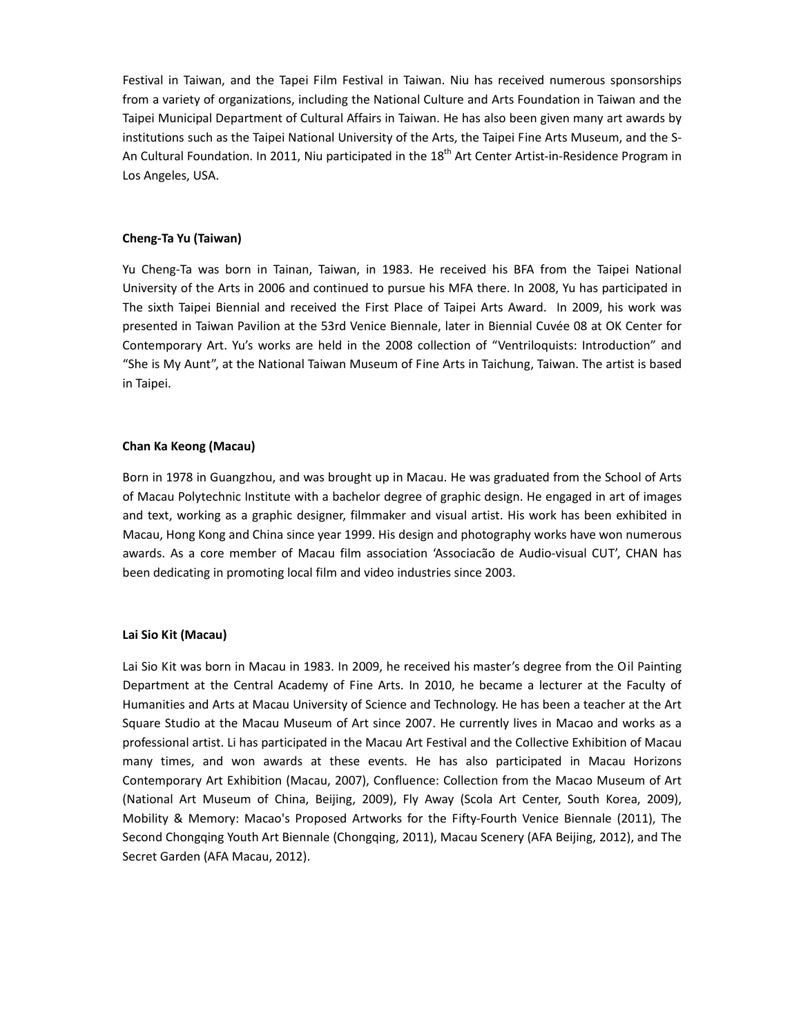Festival in Taiwan, and the Tapei Film Festival in Taiwan. Niu has received numerous sponsorships from a variety of organizations, including the National Culture and Arts Foundation in Taiwan and the Taipei Municipal Department of Cultural Affairs in Taiwan. He has also been given many art awards by institutions such as the Taipei National University of the Arts, the Taipei Fine Arts Museum, and the S-An Cultural Foundation. In 2011, Niu participated in the 18th Art Center Artist-in-Residence Program in Los Angeles, USA.

**Cheng-Ta Yu (Taiwan)**

Yu Cheng-Ta was born in Tainan, Taiwan, in 1983. He received his BFA from the Taipei National University of the Arts in 2006 and continued to pursue his MFA there. In 2008, Yu has participated in The sixth Taipei Biennial and received the First Place of Taipei Arts Award. In 2009, his work was presented in Taiwan Pavilion at the 53rd Venice Biennale, later in Biennial Cuvée 08 at OK Center for Contemporary Art. Yu's works are held in the 2008 collection of "Ventriloquists: Introduction" and "She is My Aunt", at the National Taiwan Museum of Fine Arts in Taichung, Taiwan. The artist is based in Taipei.

**Chan Ka Keong (Macau)**

Born in 1978 in Guangzhou, and was brought up in Macau. He was graduated from the School of Arts of Macau Polytechnic Institute with a bachelor degree of graphic design. He engaged in art of images and text, working as a graphic designer, filmmaker and visual artist. His work has been exhibited in Macau, Hong Kong and China since year 1999. His design and photography works have won numerous awards. As a core member of Macau film association 'Associacão de Audio-visual CUT', CHAN has been dedicating in promoting local film and video industries since 2003.

**Lai Sio Kit (Macau)**

Lai Sio Kit was born in Macau in 1983. In 2009, he received his master's degree from the Oil Painting Department at the Central Academy of Fine Arts. In 2010, he became a lecturer at the Faculty of Humanities and Arts at Macau University of Science and Technology. He has been a teacher at the Art Square Studio at the Macau Museum of Art since 2007. He currently lives in Macao and works as a professional artist. Li has participated in the Macau Art Festival and the Collective Exhibition of Macau many times, and won awards at these events. He has also participated in Macau Horizons Contemporary Art Exhibition (Macau, 2007), Confluence: Collection from the Macao Museum of Art (National Art Museum of China, Beijing, 2009), Fly Away (Scola Art Center, South Korea, 2009), Mobility & Memory: Macao's Proposed Artworks for the Fifty-Fourth Venice Biennale (2011), The Second Chongqing Youth Art Biennale (Chongqing, 2011), Macau Scenery (AFA Beijing, 2012), and The Secret Garden (AFA Macau, 2012).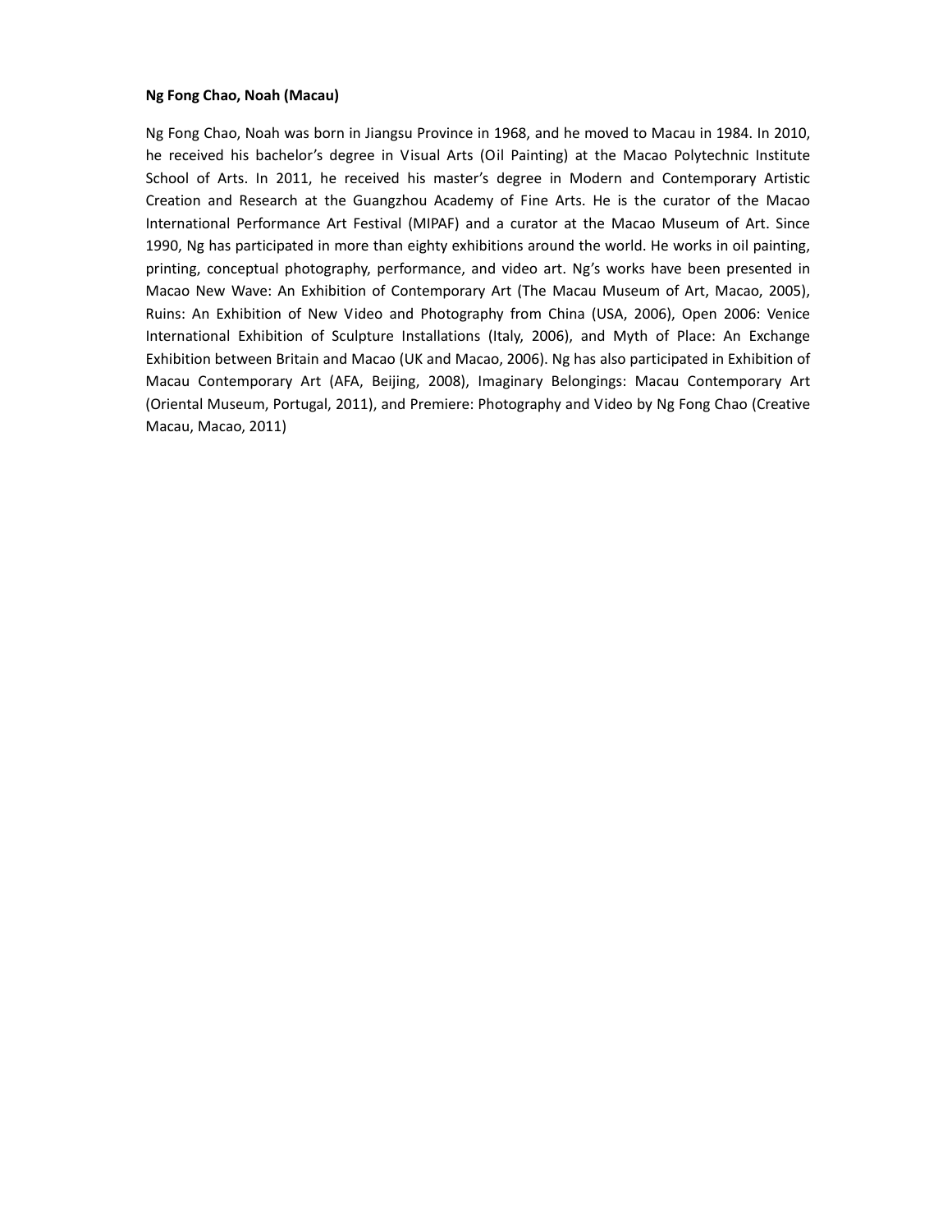**Ng Fong Chao, Noah (Macau)**

Ng Fong Chao, Noah was born in Jiangsu Province in 1968, and he moved to Macau in 1984. In 2010, he received his bachelor's degree in Visual Arts (Oil Painting) at the Macao Polytechnic Institute School of Arts. In 2011, he received his master's degree in Modern and Contemporary Artistic Creation and Research at the Guangzhou Academy of Fine Arts. He is the curator of the Macao International Performance Art Festival (MIPAF) and a curator at the Macao Museum of Art. Since 1990, Ng has participated in more than eighty exhibitions around the world. He works in oil painting, printing, conceptual photography, performance, and video art. Ng's works have been presented in Macao New Wave: An Exhibition of Contemporary Art (The Macau Museum of Art, Macao, 2005), Ruins: An Exhibition of New Video and Photography from China (USA, 2006), Open 2006: Venice International Exhibition of Sculpture Installations (Italy, 2006), and Myth of Place: An Exchange Exhibition between Britain and Macao (UK and Macao, 2006). Ng has also participated in Exhibition of Macau Contemporary Art (AFA, Beijing, 2008), Imaginary Belongings: Macau Contemporary Art (Oriental Museum, Portugal, 2011), and Premiere: Photography and Video by Ng Fong Chao (Creative Macau, Macao, 2011)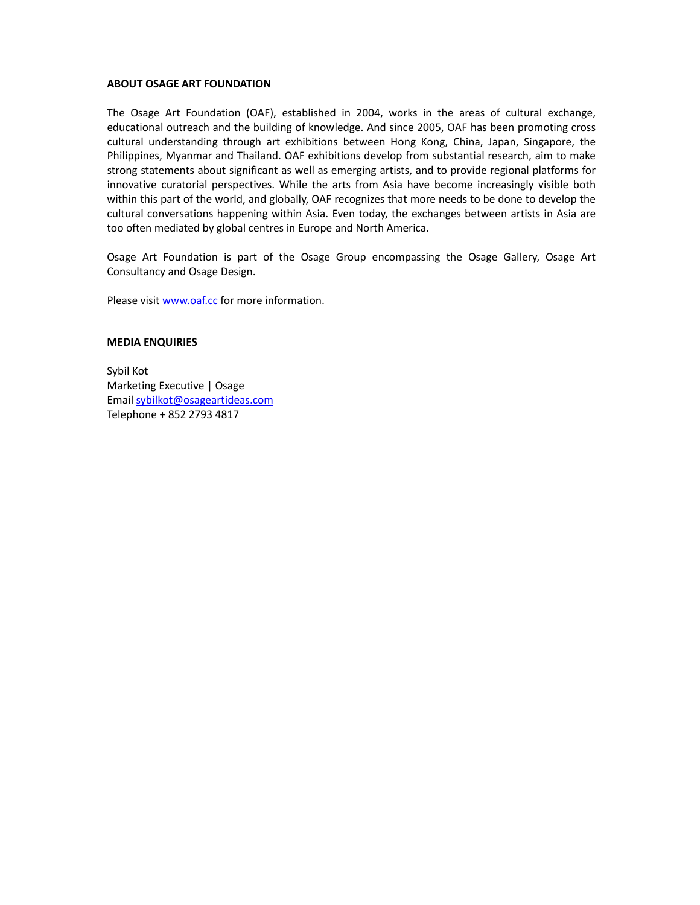**ABOUT OSAGE ART FOUNDATION**

The Osage Art Foundation (OAF), established in 2004, works in the areas of cultural exchange, educational outreach and the building of knowledge. And since 2005, OAF has been promoting cross cultural understanding through art exhibitions between Hong Kong, China, Japan, Singapore, the Philippines, Myanmar and Thailand. OAF exhibitions develop from substantial research, aim to make strong statements about significant as well as emerging artists, and to provide regional platforms for innovative curatorial perspectives. While the arts from Asia have become increasingly visible both within this part of the world, and globally, OAF recognizes that more needs to be done to develop the cultural conversations happening within Asia. Even today, the exchanges between artists in Asia are too often mediated by global centres in Europe and North America.

Osage Art Foundation is part of the Osage Group encompassing the Osage Gallery, Osage Art Consultancy and Osage Design.

Please visit [www.oaf.cc](http://www.oaf.cc) for more information.

**MEDIA ENQUIRIES**

Sybil Kot
Marketing Executive | Osage
Email [sybilkot@osageartideas.com](mailto:sybilkot@osageartideas.com)
Telephone + 852 2793 4817